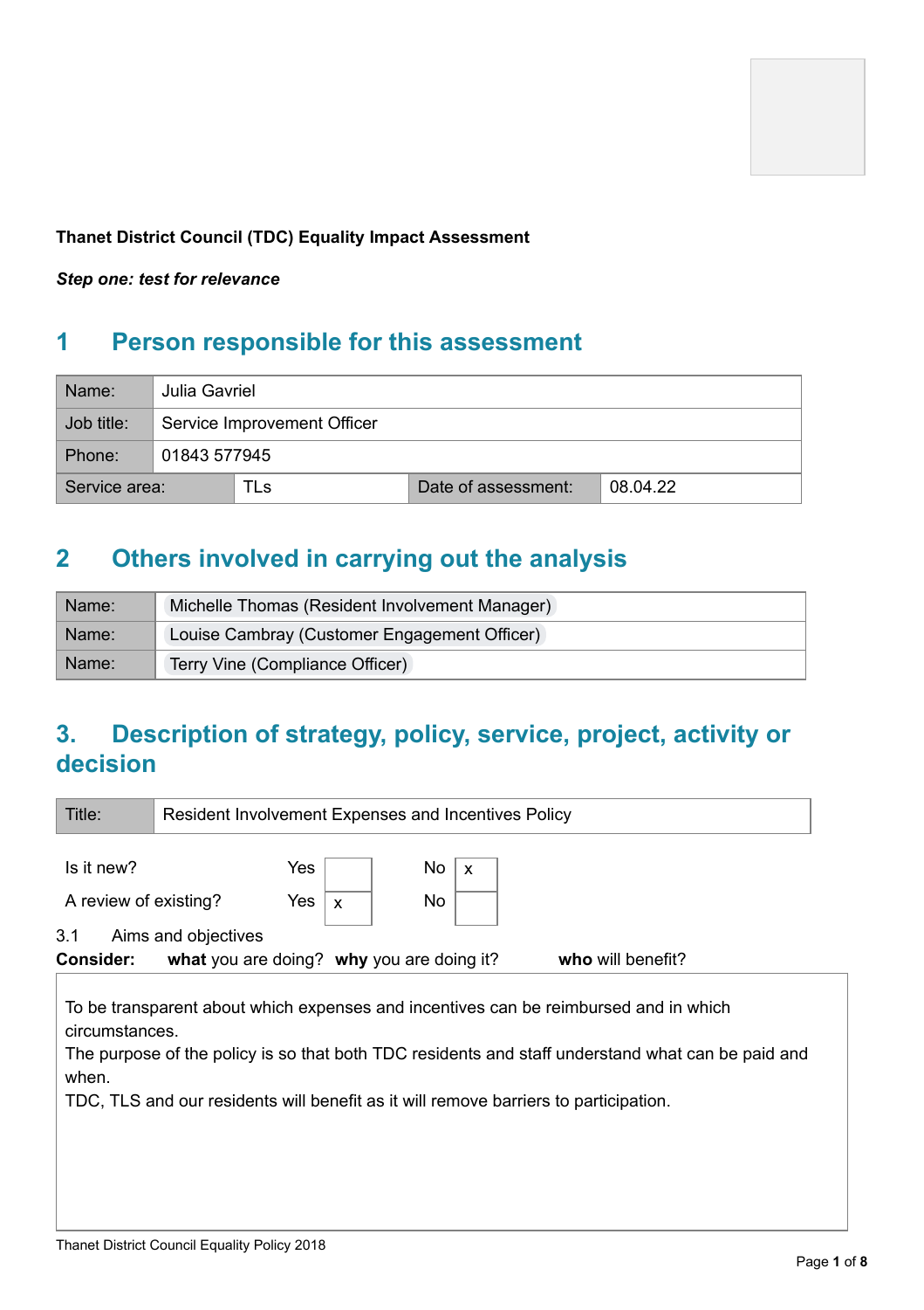**Thanet District Council (TDC) Equality Impact Assessment**

***Step one: test for relevance***

## 1 Person responsible for this assessment

| | | | |
|---|---|---|---|
| Name: | Julia Gavriel | | |
| Job title: | Service Improvement Officer | | |
| Phone: | 01843 577945 | | |
| Service area: | TLs | Date of assessment: | 08.04.22 |

## 2 Others involved in carrying out the analysis

| | |
|---|---|
| Name: | Michelle Thomas (Resident Involvement Manager) |
| Name: | Louise Cambray (Customer Engagement Officer) |
| Name: | Terry Vine (Compliance Officer) |

## 3. Description of strategy, policy, service, project, activity or decision

| | |
|---|---|
| Title: | Resident Involvement Expenses and Incentives Policy |

| | | | | |
|---|---|---|---|---|
| Is it new? | Yes | | No | x |
| A review of existing? | Yes | x | No | |

3.1 Aims and objectives

**Consider:** **what** you are doing? **why** you are doing it? **who** will benefit?

To be transparent about which expenses and incentives can be reimbursed and in which circumstances.
The purpose of the policy is so that both TDC residents and staff understand what can be paid and when.
TDC, TLS and our residents will benefit as it will remove barriers to participation.

Thanet District Council Equality Policy 2018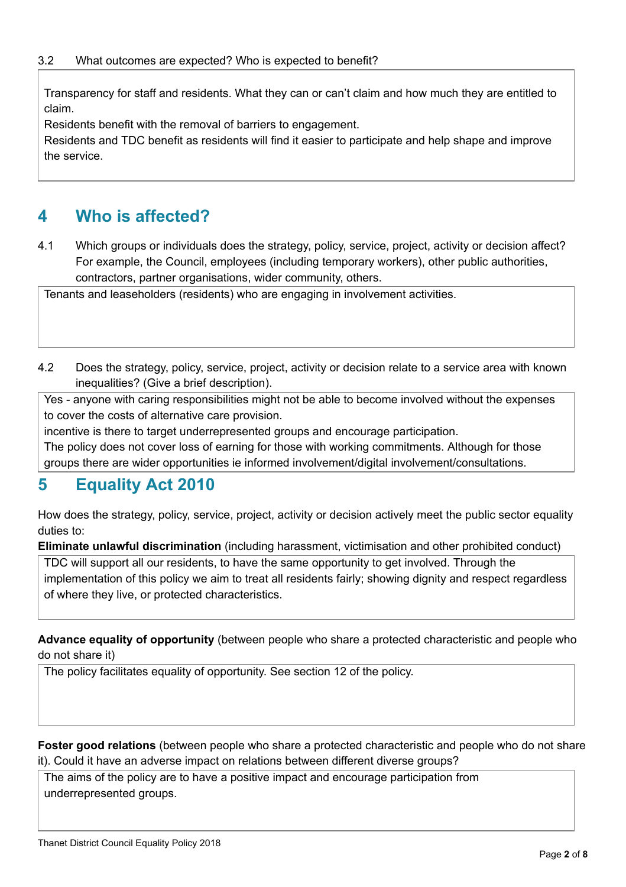3.2 What outcomes are expected? Who is expected to benefit?

Transparency for staff and residents. What they can or can't claim and how much they are entitled to claim.

Residents benefit with the removal of barriers to engagement.

Residents and TDC benefit as residents will find it easier to participate and help shape and improve the service.

## 4 Who is affected?

4.1 Which groups or individuals does the strategy, policy, service, project, activity or decision affect? For example, the Council, employees (including temporary workers), other public authorities, contractors, partner organisations, wider community, others.

Tenants and leaseholders (residents) who are engaging in involvement activities.

4.2 Does the strategy, policy, service, project, activity or decision relate to a service area with known inequalities? (Give a brief description).

Yes - anyone with caring responsibilities might not be able to become involved without the expenses to cover the costs of alternative care provision.

incentive is there to target underrepresented groups and encourage participation.

The policy does not cover loss of earning for those with working commitments. Although for those groups there are wider opportunities ie informed involvement/digital involvement/consultations.

## 5 Equality Act 2010

How does the strategy, policy, service, project, activity or decision actively meet the public sector equality duties to:

**Eliminate unlawful discrimination** (including harassment, victimisation and other prohibited conduct)

TDC will support all our residents, to have the same opportunity to get involved. Through the implementation of this policy we aim to treat all residents fairly; showing dignity and respect regardless of where they live, or protected characteristics.

**Advance equality of opportunity** (between people who share a protected characteristic and people who do not share it)

The policy facilitates equality of opportunity. See section 12 of the policy.

**Foster good relations** (between people who share a protected characteristic and people who do not share it). Could it have an adverse impact on relations between different diverse groups?

The aims of the policy are to have a positive impact and encourage participation from underrepresented groups.

Thanet District Council Equality Policy 2018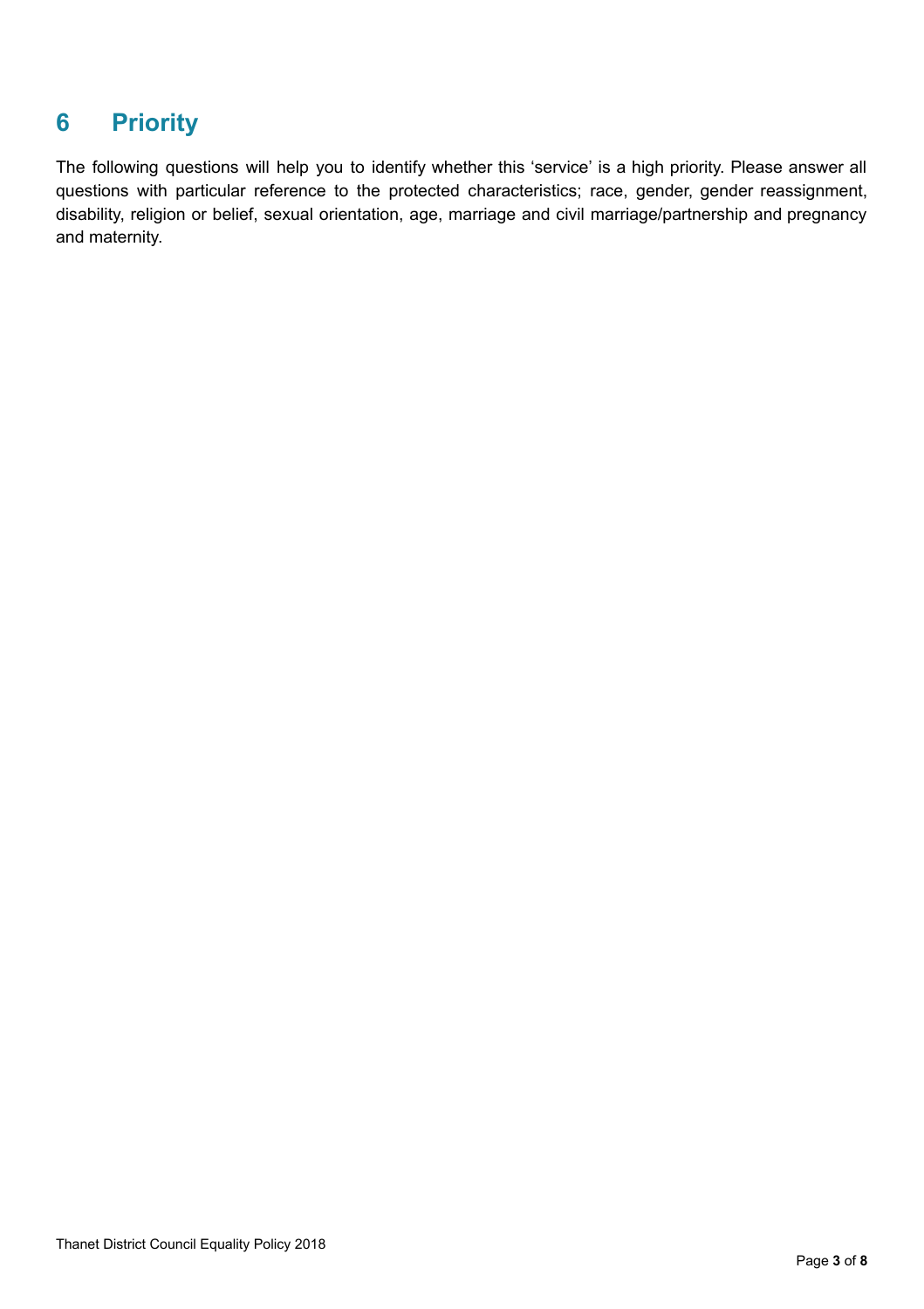## 6 Priority

The following questions will help you to identify whether this 'service' is a high priority. Please answer all questions with particular reference to the protected characteristics; race, gender, gender reassignment, disability, religion or belief, sexual orientation, age, marriage and civil marriage/partnership and pregnancy and maternity.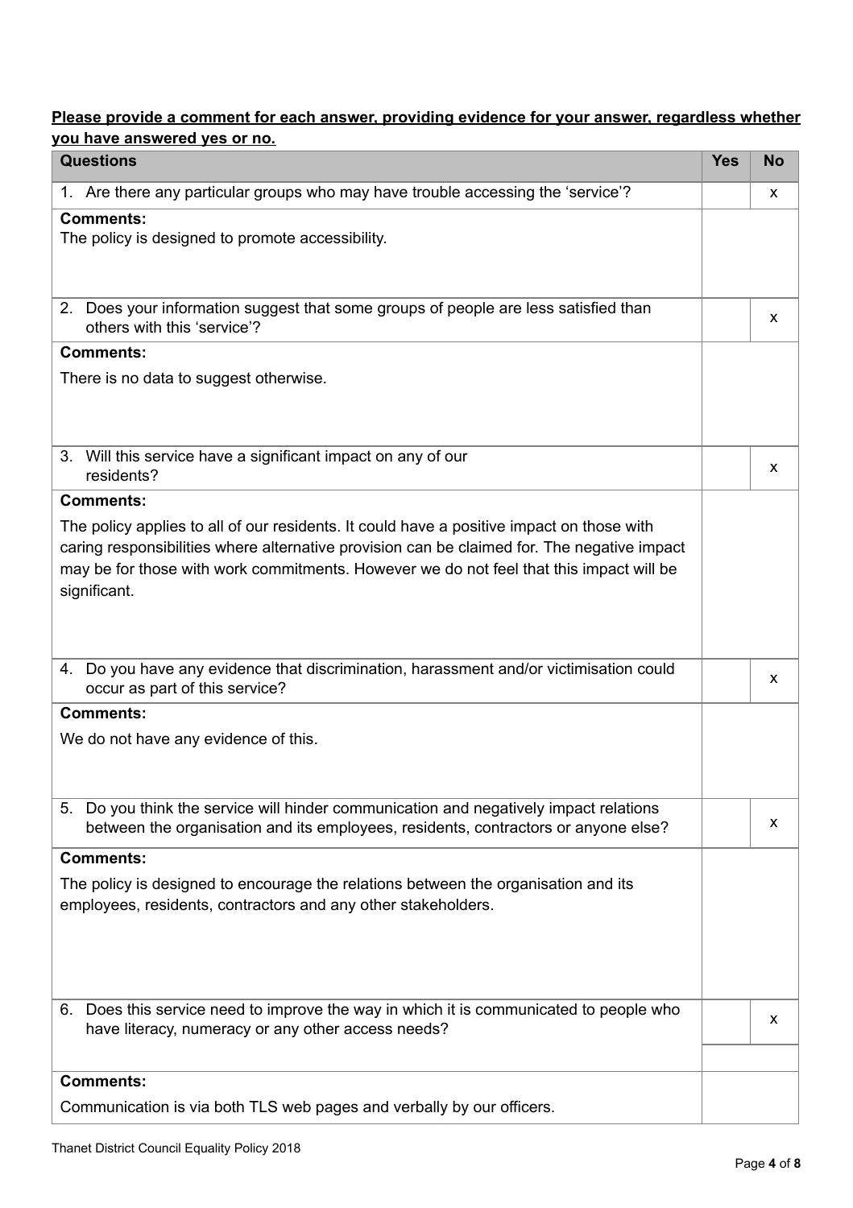**Please provide a comment for each answer, providing evidence for your answer, regardless whether you have answered yes or no.**

| Questions | Yes | No |
|---|---|---|
| 1. Are there any particular groups who may have trouble accessing the 'service'? | | x |
| **Comments:**<br>The policy is designed to promote accessibility. | | |
| 2. Does your information suggest that some groups of people are less satisfied than others with this 'service'? | | x |
| **Comments:**<br>There is no data to suggest otherwise. | | |
| 3. Will this service have a significant impact on any of our residents? | | x |
| **Comments:**<br>The policy applies to all of our residents. It could have a positive impact on those with caring responsibilities where alternative provision can be claimed for. The negative impact may be for those with work commitments. However we do not feel that this impact will be significant. | | |
| 4. Do you have any evidence that discrimination, harassment and/or victimisation could occur as part of this service? | | x |
| **Comments:**<br>We do not have any evidence of this. | | |
| 5. Do you think the service will hinder communication and negatively impact relations between the organisation and its employees, residents, contractors or anyone else? | | x |
| **Comments:**<br>The policy is designed to encourage the relations between the organisation and its employees, residents, contractors and any other stakeholders. | | |
| 6. Does this service need to improve the way in which it is communicated to people who have literacy, numeracy or any other access needs? | | x |
| **Comments:**<br>Communication is via both TLS web pages and verbally by our officers. | | |

Thanet District Council Equality Policy 2018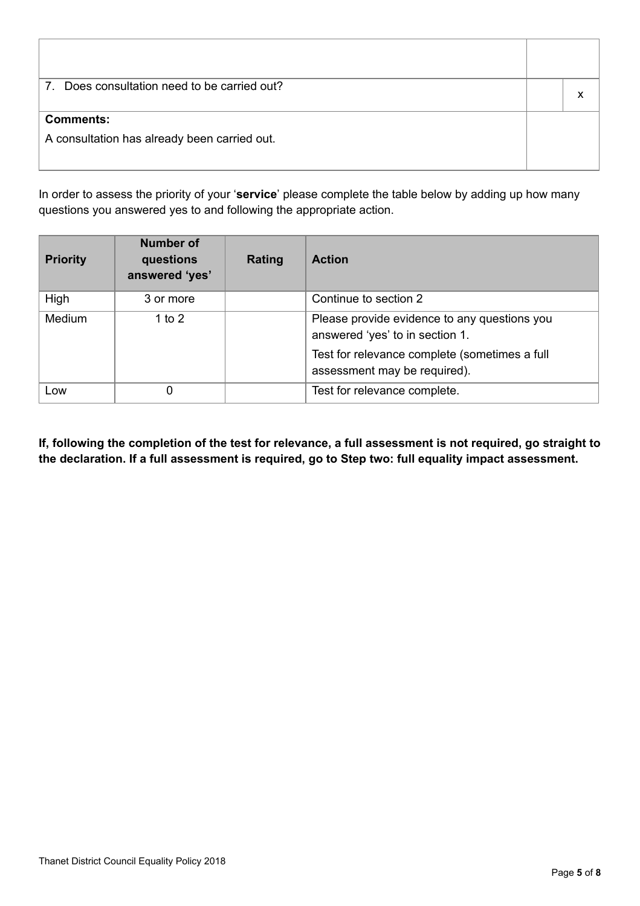| | | |
|---|---|---|
| | | |
| 7. Does consultation need to be carried out? | | x |
| **Comments:**<br>A consultation has already been carried out. | | |

In order to assess the priority of your '**service**' please complete the table below by adding up how many questions you answered yes to and following the appropriate action.

| **Priority** | **Number of questions answered 'yes'** | **Rating** | **Action** |
|---|---|---|---|
| High | 3 or more | | Continue to section 2 |
| Medium | 1 to 2 | | Please provide evidence to any questions you answered 'yes' to in section 1.<br>Test for relevance complete (sometimes a full assessment may be required). |
| Low | 0 | | Test for relevance complete. |

**If, following the completion of the test for relevance, a full assessment is not required, go straight to the declaration. If a full assessment is required, go to Step two: full equality impact assessment.**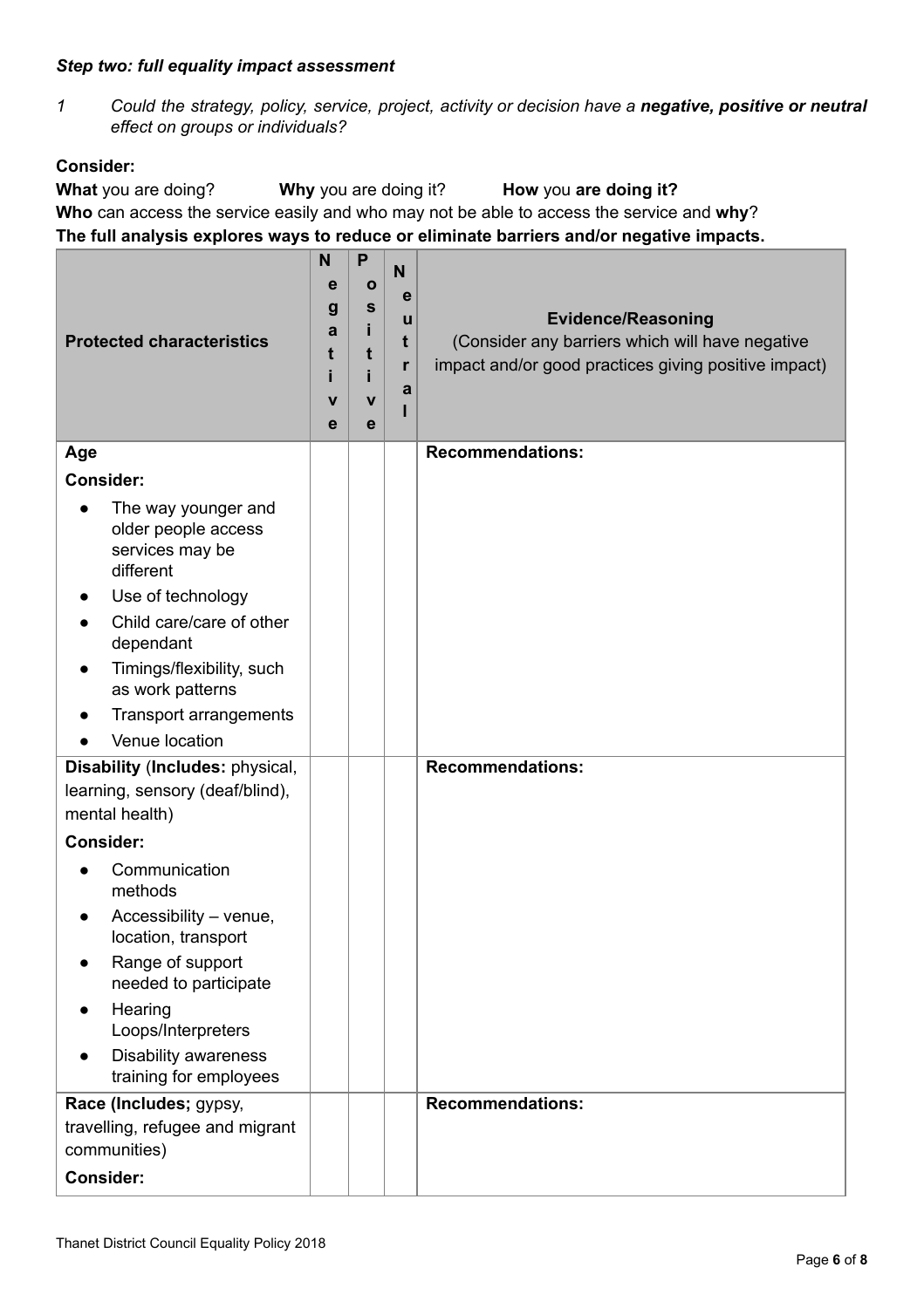***Step two: full equality impact assessment***

*1 Could the strategy, policy, service, project, activity or decision have a **negative, positive or neutral** effect on groups or individuals?*

**Consider:**

**What** you are doing? **Why** you are doing it? **How** you **are doing it?**

**Who** can access the service easily and who may not be able to access the service and **why**?

**The full analysis explores ways to reduce or eliminate barriers and/or negative impacts.**

| **Protected characteristics** | **Negative** | **Positive** | **Neutral** | **Evidence/Reasoning** (Consider any barriers which will have negative impact and/or good practices giving positive impact) |
|---|---|---|---|---|
| **Age**<br>**Consider:**<br>• The way younger and older people access services may be different<br>• Use of technology<br>• Child care/care of other dependant<br>• Timings/flexibility, such as work patterns<br>• Transport arrangements<br>• Venue location | | | | **Recommendations:** |
| **Disability** (**Includes:** physical, learning, sensory (deaf/blind), mental health)<br>**Consider:**<br>• Communication methods<br>• Accessibility – venue, location, transport<br>• Range of support needed to participate<br>• Hearing Loops/Interpreters<br>• Disability awareness training for employees | | | | **Recommendations:** |
| **Race (Includes;** gypsy, travelling, refugee and migrant communities)<br>**Consider:** | | | | **Recommendations:** |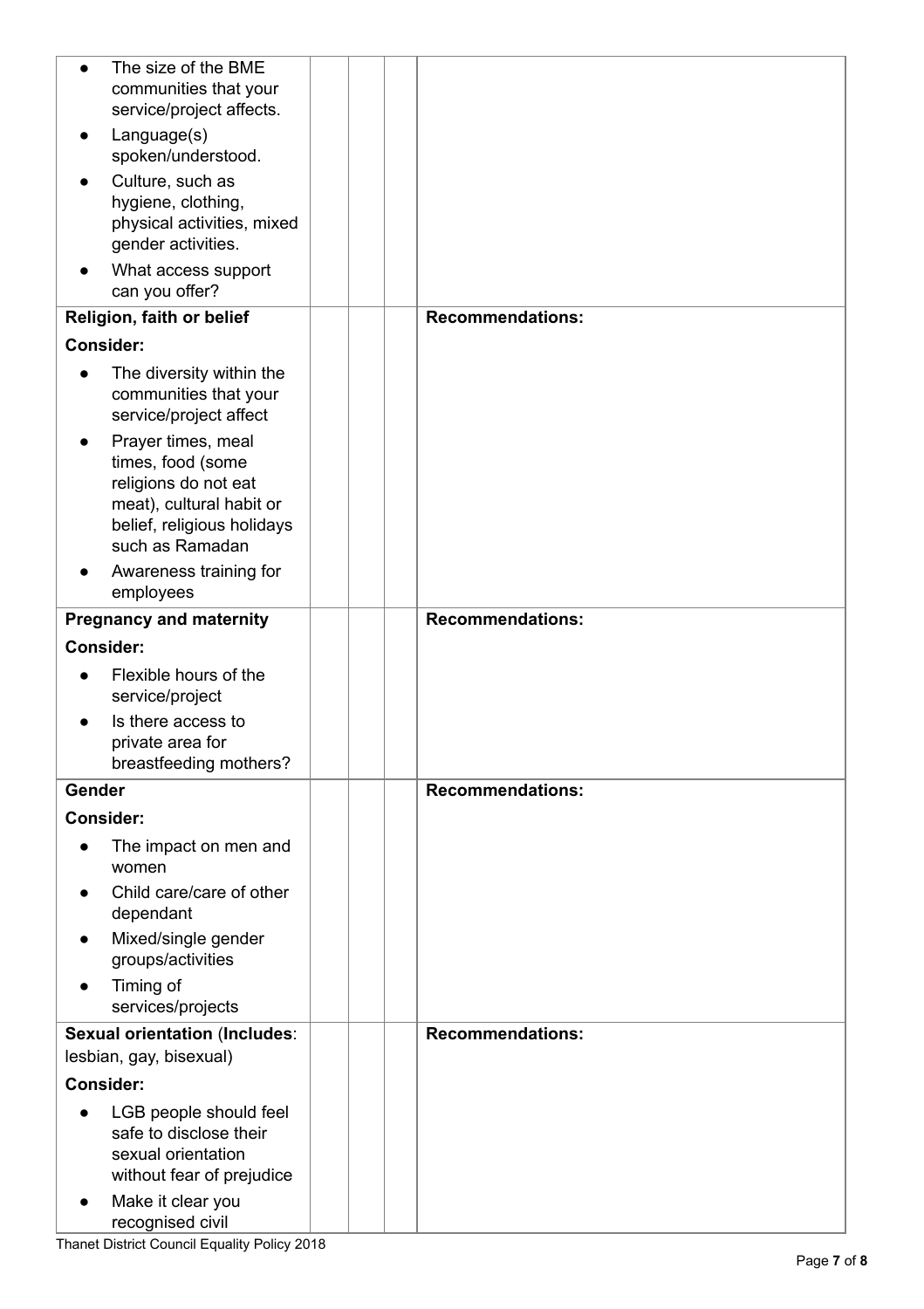| | | | | |
|---|---|---|---|---|
| • The size of the BME communities that your service/project affects.<br>• Language(s) spoken/understood.<br>• Culture, such as hygiene, clothing, physical activities, mixed gender activities.<br>• What access support can you offer? | | | | |
| **Religion, faith or belief**<br>**Consider:**<br>• The diversity within the communities that your service/project affect<br>• Prayer times, meal times, food (some religions do not eat meat), cultural habit or belief, religious holidays such as Ramadan<br>• Awareness training for employees | | | | **Recommendations:** |
| **Pregnancy and maternity**<br>**Consider:**<br>• Flexible hours of the service/project<br>• Is there access to private area for breastfeeding mothers? | | | | **Recommendations:** |
| **Gender**<br>**Consider:**<br>• The impact on men and women<br>• Child care/care of other dependant<br>• Mixed/single gender groups/activities<br>• Timing of services/projects | | | | **Recommendations:** |
| **Sexual orientation** (**Includes**: lesbian, gay, bisexual)<br>**Consider:**<br>• LGB people should feel safe to disclose their sexual orientation without fear of prejudice<br>• Make it clear you recognised civil | | | | **Recommendations:** |

Thanet District Council Equality Policy 2018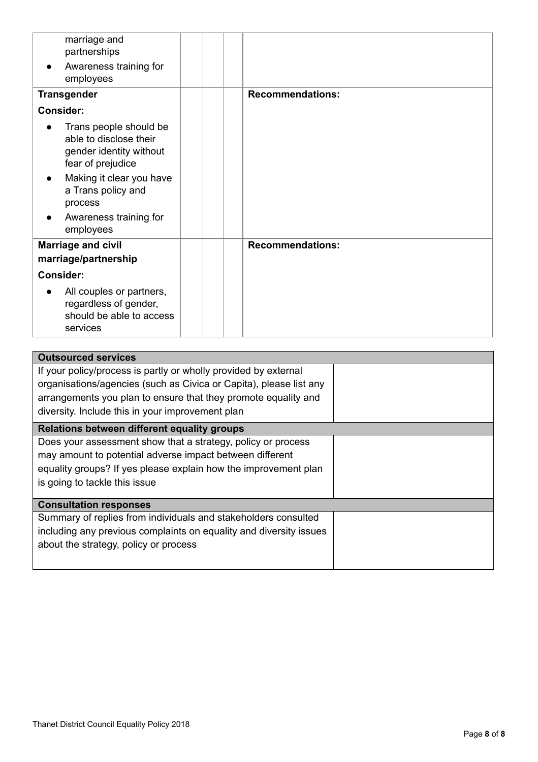| | | | | |
|---|---|---|---|---|
| marriage and partnerships<br>● Awareness training for employees | | | | |
| **Transgender**<br>**Consider:**<br>● Trans people should be able to disclose their gender identity without fear of prejudice<br>● Making it clear you have a Trans policy and process<br>● Awareness training for employees | | | | **Recommendations:** |
| **Marriage and civil marriage/partnership**<br>**Consider:**<br>● All couples or partners, regardless of gender, should be able to access services | | | | **Recommendations:** |

| **Outsourced services** | |
|---|---|
| If your policy/process is partly or wholly provided by external organisations/agencies (such as Civica or Capita), please list any arrangements you plan to ensure that they promote equality and diversity. Include this in your improvement plan | |
| **Relations between different equality groups** | |
| Does your assessment show that a strategy, policy or process may amount to potential adverse impact between different equality groups? If yes please explain how the improvement plan is going to tackle this issue | |
| **Consultation responses** | |
| Summary of replies from individuals and stakeholders consulted including any previous complaints on equality and diversity issues about the strategy, policy or process | |

Thanet District Council Equality Policy 2018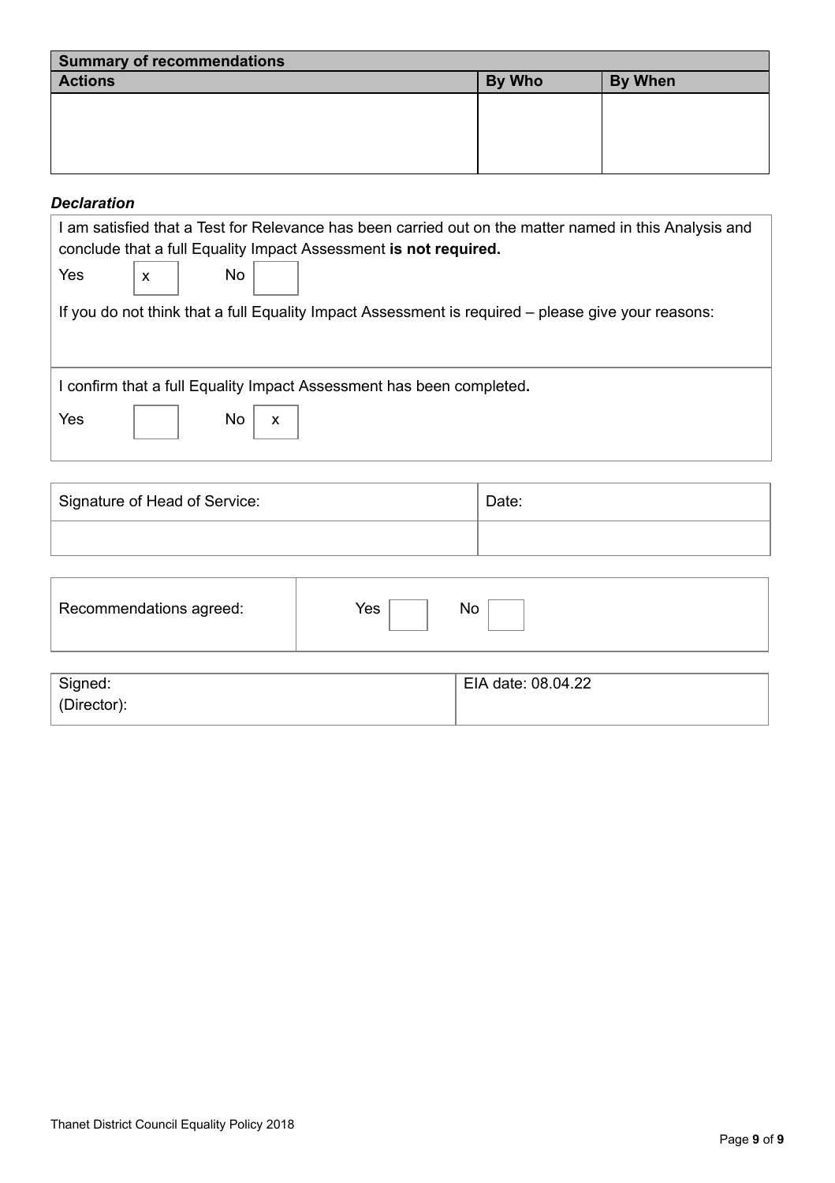| Summary of recommendations | | |
| --- | --- | --- |
| **Actions** | **By Who** | **By When** |
| | | |

***Declaration***

I am satisfied that a Test for Relevance has been carried out on the matter named in this Analysis and conclude that a full Equality Impact Assessment **is not required.**

Yes [x] No [ ]

If you do not think that a full Equality Impact Assessment is required – please give your reasons:

I confirm that a full Equality Impact Assessment has been completed.

Yes [ ] No [x]

| Signature of Head of Service: | Date: |
| --- | --- |
| | |

| | |
| --- | --- |
| Recommendations agreed: | Yes [ ] No [ ] |

| | |
| --- | --- |
| Signed: (Director): | EIA date: 08.04.22 |

Thanet District Council Equality Policy 2018